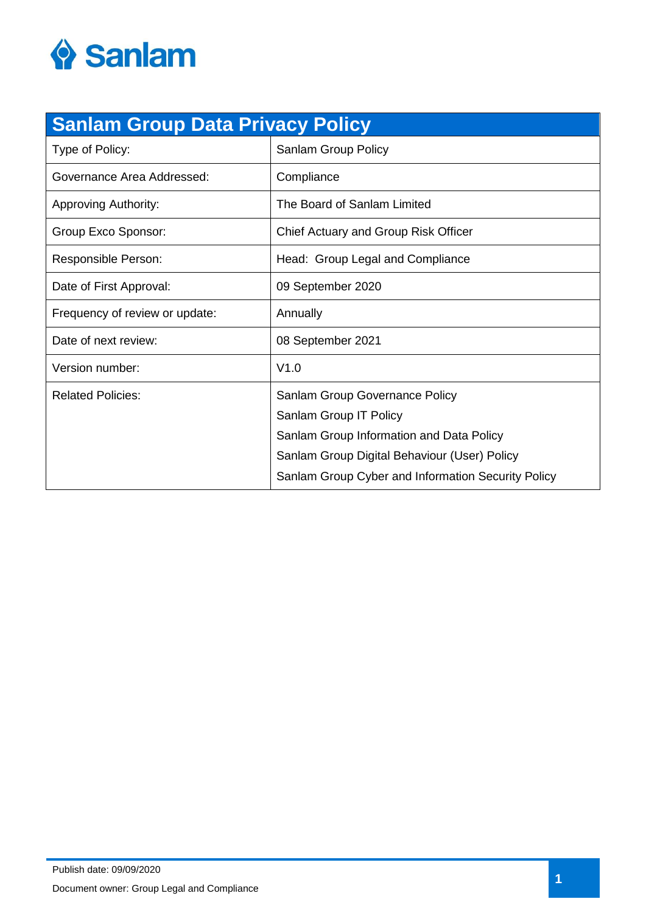Sanlam

| Sanlam Group Data Privacy Policy | |
|---|---|
| Type of Policy: | Sanlam Group Policy |
| Governance Area Addressed: | Compliance |
| Approving Authority: | The Board of Sanlam Limited |
| Group Exco Sponsor: | Chief Actuary and Group Risk Officer |
| Responsible Person: | Head: Group Legal and Compliance |
| Date of First Approval: | 09 September 2020 |
| Frequency of review or update: | Annually |
| Date of next review: | 08 September 2021 |
| Version number: | V1.0 |
| Related Policies: | Sanlam Group Governance Policy<br>Sanlam Group IT Policy<br>Sanlam Group Information and Data Policy<br>Sanlam Group Digital Behaviour (User) Policy<br>Sanlam Group Cyber and Information Security Policy |

Publish date: 09/09/2020

Document owner: Group Legal and Compliance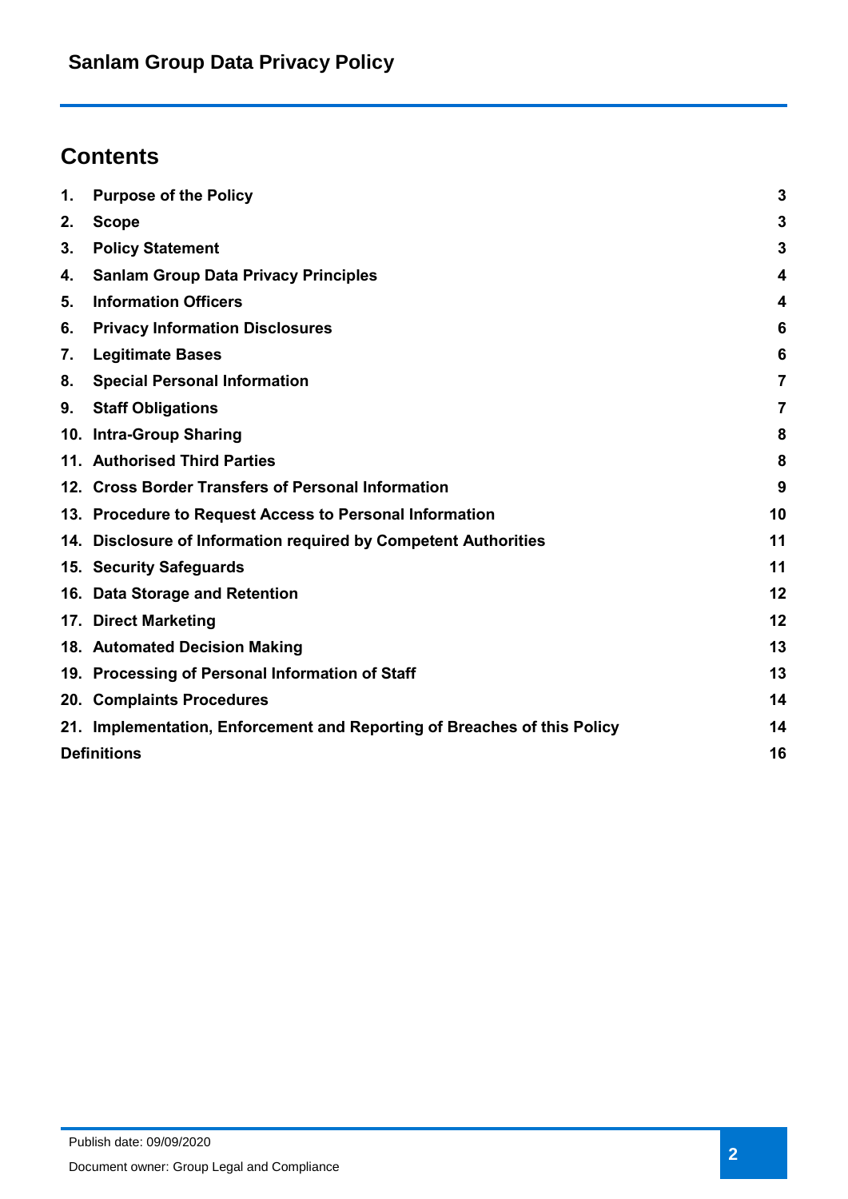## Contents

| | | |
|---|---|---|
| 1. | Purpose of the Policy | 3 |
| 2. | Scope | 3 |
| 3. | Policy Statement | 3 |
| 4. | Sanlam Group Data Privacy Principles | 4 |
| 5. | Information Officers | 4 |
| 6. | Privacy Information Disclosures | 6 |
| 7. | Legitimate Bases | 6 |
| 8. | Special Personal Information | 7 |
| 9. | Staff Obligations | 7 |
| 10. | Intra-Group Sharing | 8 |
| 11. | Authorised Third Parties | 8 |
| 12. | Cross Border Transfers of Personal Information | 9 |
| 13. | Procedure to Request Access to Personal Information | 10 |
| 14. | Disclosure of Information required by Competent Authorities | 11 |
| 15. | Security Safeguards | 11 |
| 16. | Data Storage and Retention | 12 |
| 17. | Direct Marketing | 12 |
| 18. | Automated Decision Making | 13 |
| 19. | Processing of Personal Information of Staff | 13 |
| 20. | Complaints Procedures | 14 |
| 21. | Implementation, Enforcement and Reporting of Breaches of this Policy | 14 |
| Definitions | | 16 |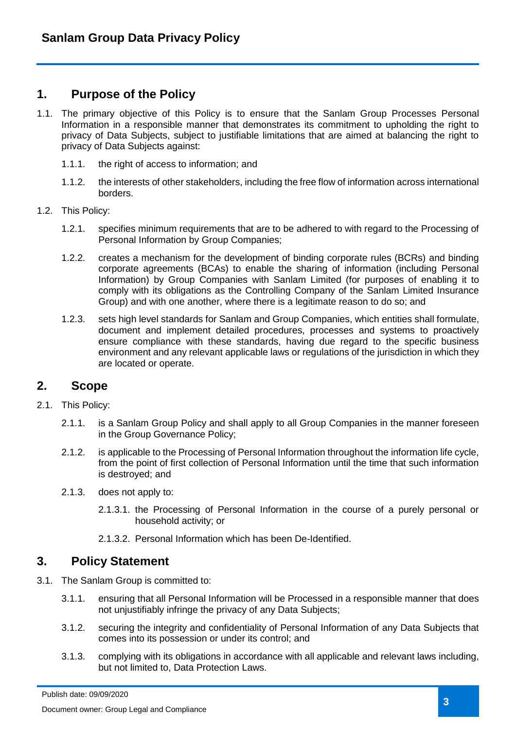## 1. Purpose of the Policy

1.1. The primary objective of this Policy is to ensure that the Sanlam Group Processes Personal Information in a responsible manner that demonstrates its commitment to upholding the right to privacy of Data Subjects, subject to justifiable limitations that are aimed at balancing the right to privacy of Data Subjects against:

1.1.1. the right of access to information; and

1.1.2. the interests of other stakeholders, including the free flow of information across international borders.

1.2. This Policy:

1.2.1. specifies minimum requirements that are to be adhered to with regard to the Processing of Personal Information by Group Companies;

1.2.2. creates a mechanism for the development of binding corporate rules (BCRs) and binding corporate agreements (BCAs) to enable the sharing of information (including Personal Information) by Group Companies with Sanlam Limited (for purposes of enabling it to comply with its obligations as the Controlling Company of the Sanlam Limited Insurance Group) and with one another, where there is a legitimate reason to do so; and

1.2.3. sets high level standards for Sanlam and Group Companies, which entities shall formulate, document and implement detailed procedures, processes and systems to proactively ensure compliance with these standards, having due regard to the specific business environment and any relevant applicable laws or regulations of the jurisdiction in which they are located or operate.

## 2. Scope

2.1. This Policy:

2.1.1. is a Sanlam Group Policy and shall apply to all Group Companies in the manner foreseen in the Group Governance Policy;

2.1.2. is applicable to the Processing of Personal Information throughout the information life cycle, from the point of first collection of Personal Information until the time that such information is destroyed; and

2.1.3. does not apply to:

2.1.3.1. the Processing of Personal Information in the course of a purely personal or household activity; or

2.1.3.2. Personal Information which has been De-Identified.

## 3. Policy Statement

3.1. The Sanlam Group is committed to:

3.1.1. ensuring that all Personal Information will be Processed in a responsible manner that does not unjustifiably infringe the privacy of any Data Subjects;

3.1.2. securing the integrity and confidentiality of Personal Information of any Data Subjects that comes into its possession or under its control; and

3.1.3. complying with its obligations in accordance with all applicable and relevant laws including, but not limited to, Data Protection Laws.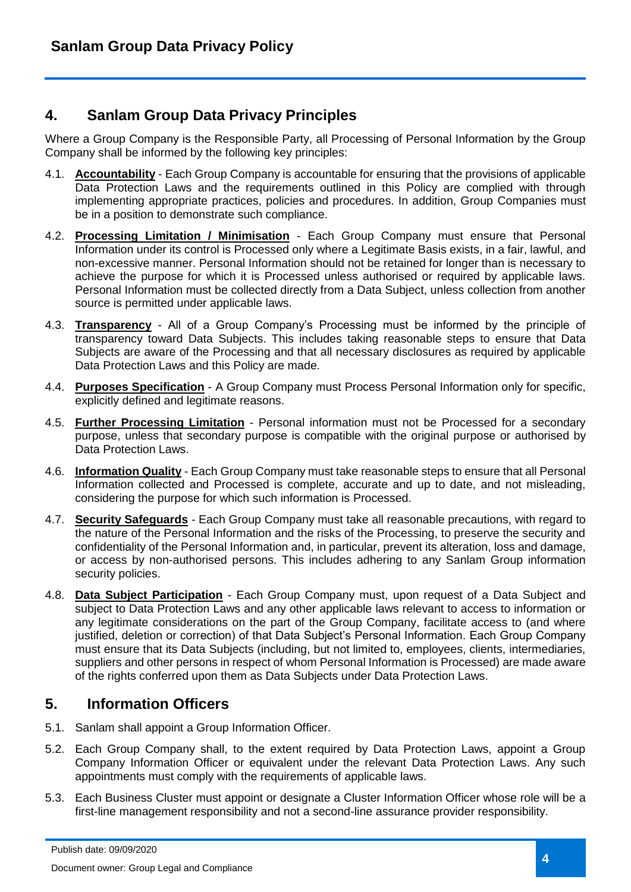## 4. Sanlam Group Data Privacy Principles

Where a Group Company is the Responsible Party, all Processing of Personal Information by the Group Company shall be informed by the following key principles:

4.1. **Accountability** - Each Group Company is accountable for ensuring that the provisions of applicable Data Protection Laws and the requirements outlined in this Policy are complied with through implementing appropriate practices, policies and procedures. In addition, Group Companies must be in a position to demonstrate such compliance.

4.2. **Processing Limitation / Minimisation** - Each Group Company must ensure that Personal Information under its control is Processed only where a Legitimate Basis exists, in a fair, lawful, and non-excessive manner. Personal Information should not be retained for longer than is necessary to achieve the purpose for which it is Processed unless authorised or required by applicable laws. Personal Information must be collected directly from a Data Subject, unless collection from another source is permitted under applicable laws.

4.3. **Transparency** - All of a Group Company's Processing must be informed by the principle of transparency toward Data Subjects. This includes taking reasonable steps to ensure that Data Subjects are aware of the Processing and that all necessary disclosures as required by applicable Data Protection Laws and this Policy are made.

4.4. **Purposes Specification** - A Group Company must Process Personal Information only for specific, explicitly defined and legitimate reasons.

4.5. **Further Processing Limitation** - Personal information must not be Processed for a secondary purpose, unless that secondary purpose is compatible with the original purpose or authorised by Data Protection Laws.

4.6. **Information Quality** - Each Group Company must take reasonable steps to ensure that all Personal Information collected and Processed is complete, accurate and up to date, and not misleading, considering the purpose for which such information is Processed.

4.7. **Security Safeguards** - Each Group Company must take all reasonable precautions, with regard to the nature of the Personal Information and the risks of the Processing, to preserve the security and confidentiality of the Personal Information and, in particular, prevent its alteration, loss and damage, or access by non-authorised persons. This includes adhering to any Sanlam Group information security policies.

4.8. **Data Subject Participation** - Each Group Company must, upon request of a Data Subject and subject to Data Protection Laws and any other applicable laws relevant to access to information or any legitimate considerations on the part of the Group Company, facilitate access to (and where justified, deletion or correction) of that Data Subject's Personal Information. Each Group Company must ensure that its Data Subjects (including, but not limited to, employees, clients, intermediaries, suppliers and other persons in respect of whom Personal Information is Processed) are made aware of the rights conferred upon them as Data Subjects under Data Protection Laws.

## 5. Information Officers

5.1. Sanlam shall appoint a Group Information Officer.

5.2. Each Group Company shall, to the extent required by Data Protection Laws, appoint a Group Company Information Officer or equivalent under the relevant Data Protection Laws. Any such appointments must comply with the requirements of applicable laws.

5.3. Each Business Cluster must appoint or designate a Cluster Information Officer whose role will be a first-line management responsibility and not a second-line assurance provider responsibility.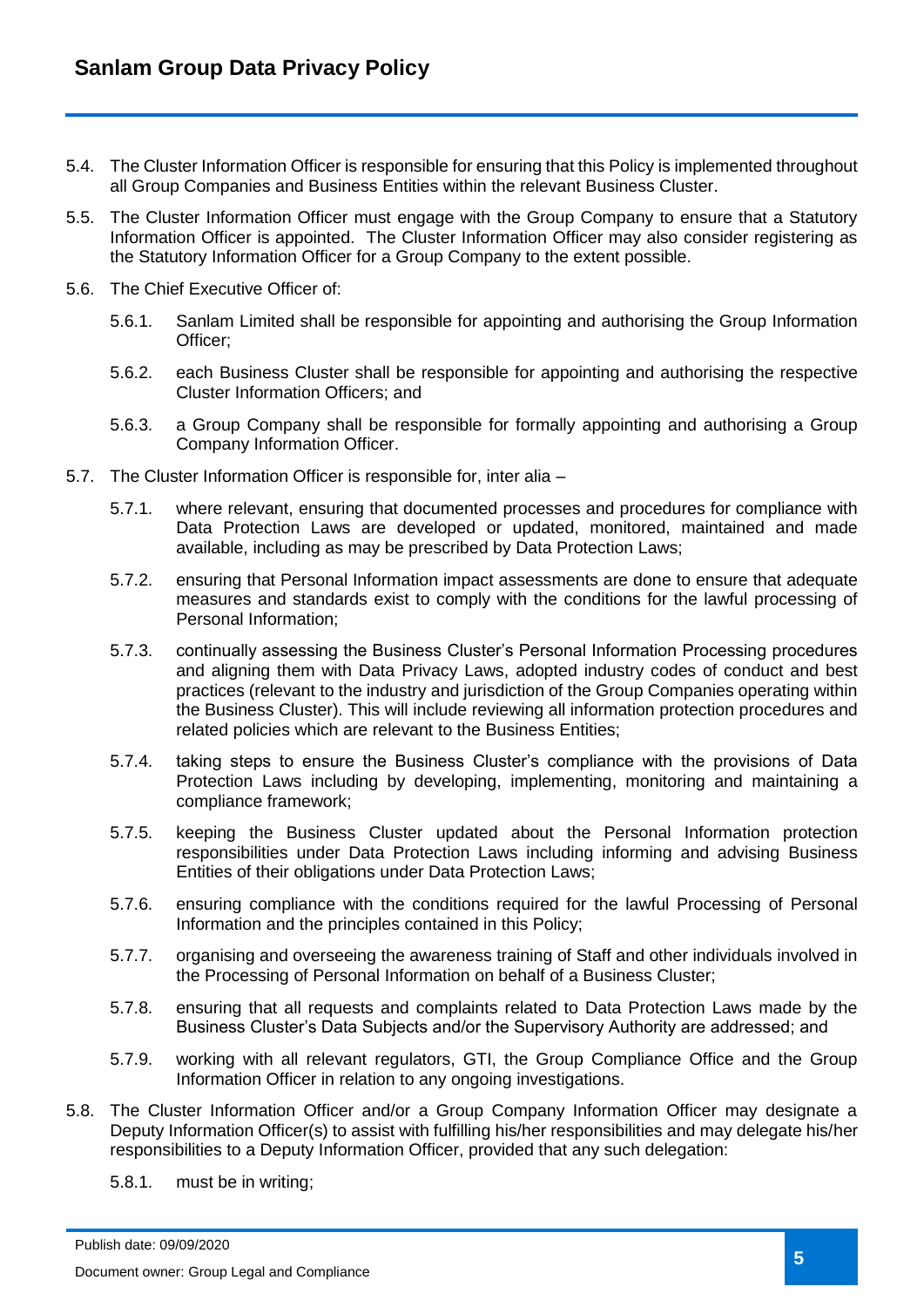5.4. The Cluster Information Officer is responsible for ensuring that this Policy is implemented throughout all Group Companies and Business Entities within the relevant Business Cluster.

5.5. The Cluster Information Officer must engage with the Group Company to ensure that a Statutory Information Officer is appointed. The Cluster Information Officer may also consider registering as the Statutory Information Officer for a Group Company to the extent possible.

5.6. The Chief Executive Officer of:

5.6.1. Sanlam Limited shall be responsible for appointing and authorising the Group Information Officer;

5.6.2. each Business Cluster shall be responsible for appointing and authorising the respective Cluster Information Officers; and

5.6.3. a Group Company shall be responsible for formally appointing and authorising a Group Company Information Officer.

5.7. The Cluster Information Officer is responsible for, inter alia –

5.7.1. where relevant, ensuring that documented processes and procedures for compliance with Data Protection Laws are developed or updated, monitored, maintained and made available, including as may be prescribed by Data Protection Laws;

5.7.2. ensuring that Personal Information impact assessments are done to ensure that adequate measures and standards exist to comply with the conditions for the lawful processing of Personal Information;

5.7.3. continually assessing the Business Cluster's Personal Information Processing procedures and aligning them with Data Privacy Laws, adopted industry codes of conduct and best practices (relevant to the industry and jurisdiction of the Group Companies operating within the Business Cluster). This will include reviewing all information protection procedures and related policies which are relevant to the Business Entities;

5.7.4. taking steps to ensure the Business Cluster's compliance with the provisions of Data Protection Laws including by developing, implementing, monitoring and maintaining a compliance framework;

5.7.5. keeping the Business Cluster updated about the Personal Information protection responsibilities under Data Protection Laws including informing and advising Business Entities of their obligations under Data Protection Laws;

5.7.6. ensuring compliance with the conditions required for the lawful Processing of Personal Information and the principles contained in this Policy;

5.7.7. organising and overseeing the awareness training of Staff and other individuals involved in the Processing of Personal Information on behalf of a Business Cluster;

5.7.8. ensuring that all requests and complaints related to Data Protection Laws made by the Business Cluster's Data Subjects and/or the Supervisory Authority are addressed; and

5.7.9. working with all relevant regulators, GTI, the Group Compliance Office and the Group Information Officer in relation to any ongoing investigations.

5.8. The Cluster Information Officer and/or a Group Company Information Officer may designate a Deputy Information Officer(s) to assist with fulfilling his/her responsibilities and may delegate his/her responsibilities to a Deputy Information Officer, provided that any such delegation:

5.8.1. must be in writing;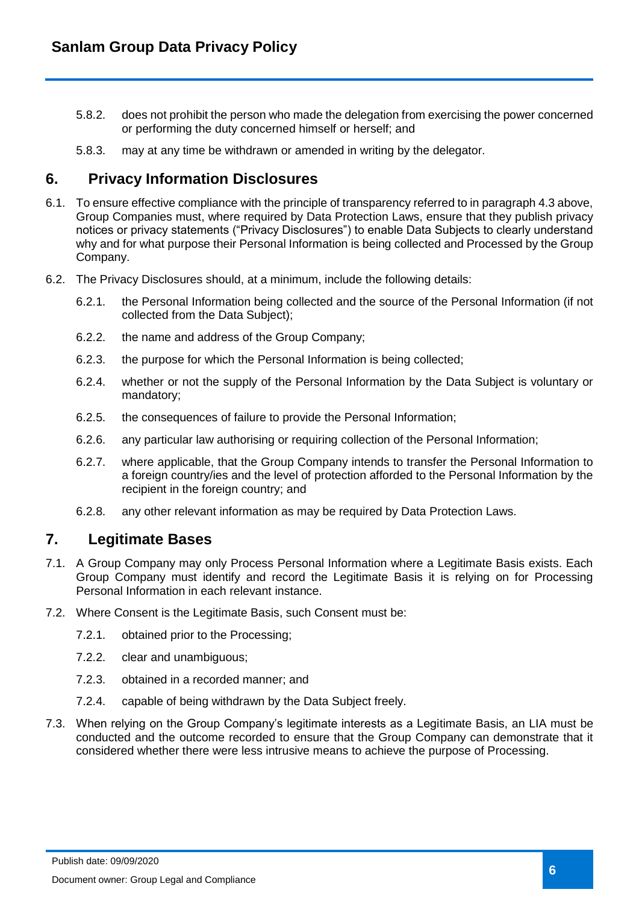5.8.2. does not prohibit the person who made the delegation from exercising the power concerned or performing the duty concerned himself or herself; and

5.8.3. may at any time be withdrawn or amended in writing by the delegator.

## 6. Privacy Information Disclosures

6.1. To ensure effective compliance with the principle of transparency referred to in paragraph 4.3 above, Group Companies must, where required by Data Protection Laws, ensure that they publish privacy notices or privacy statements ("Privacy Disclosures") to enable Data Subjects to clearly understand why and for what purpose their Personal Information is being collected and Processed by the Group Company.

6.2. The Privacy Disclosures should, at a minimum, include the following details:

6.2.1. the Personal Information being collected and the source of the Personal Information (if not collected from the Data Subject);

6.2.2. the name and address of the Group Company;

6.2.3. the purpose for which the Personal Information is being collected;

6.2.4. whether or not the supply of the Personal Information by the Data Subject is voluntary or mandatory;

6.2.5. the consequences of failure to provide the Personal Information;

6.2.6. any particular law authorising or requiring collection of the Personal Information;

6.2.7. where applicable, that the Group Company intends to transfer the Personal Information to a foreign country/ies and the level of protection afforded to the Personal Information by the recipient in the foreign country; and

6.2.8. any other relevant information as may be required by Data Protection Laws.

## 7. Legitimate Bases

7.1. A Group Company may only Process Personal Information where a Legitimate Basis exists. Each Group Company must identify and record the Legitimate Basis it is relying on for Processing Personal Information in each relevant instance.

7.2. Where Consent is the Legitimate Basis, such Consent must be:

7.2.1. obtained prior to the Processing;

7.2.2. clear and unambiguous;

7.2.3. obtained in a recorded manner; and

7.2.4. capable of being withdrawn by the Data Subject freely.

7.3. When relying on the Group Company's legitimate interests as a Legitimate Basis, an LIA must be conducted and the outcome recorded to ensure that the Group Company can demonstrate that it considered whether there were less intrusive means to achieve the purpose of Processing.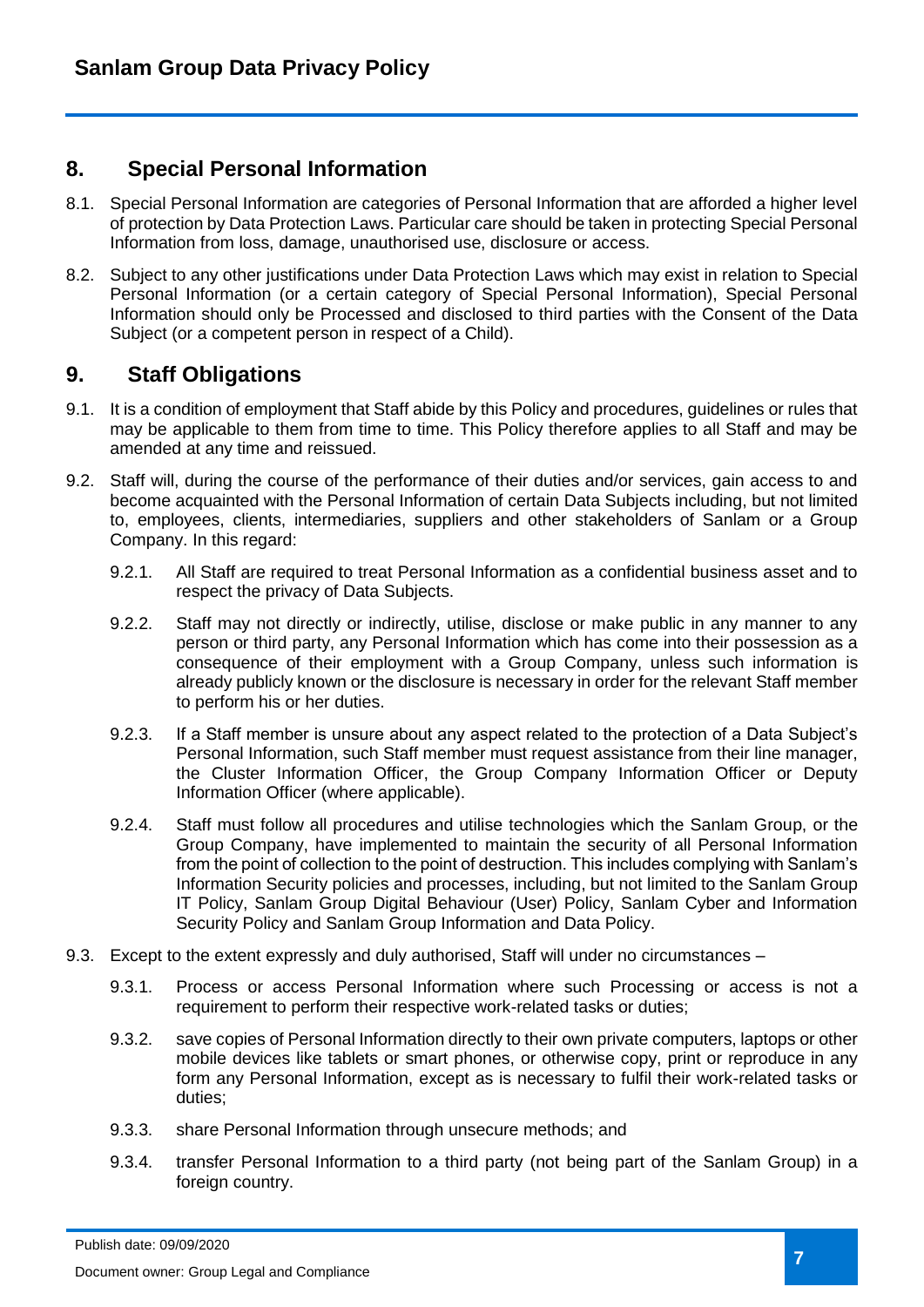## 8. Special Personal Information

8.1. Special Personal Information are categories of Personal Information that are afforded a higher level of protection by Data Protection Laws. Particular care should be taken in protecting Special Personal Information from loss, damage, unauthorised use, disclosure or access.

8.2. Subject to any other justifications under Data Protection Laws which may exist in relation to Special Personal Information (or a certain category of Special Personal Information), Special Personal Information should only be Processed and disclosed to third parties with the Consent of the Data Subject (or a competent person in respect of a Child).

## 9. Staff Obligations

9.1. It is a condition of employment that Staff abide by this Policy and procedures, guidelines or rules that may be applicable to them from time to time. This Policy therefore applies to all Staff and may be amended at any time and reissued.

9.2. Staff will, during the course of the performance of their duties and/or services, gain access to and become acquainted with the Personal Information of certain Data Subjects including, but not limited to, employees, clients, intermediaries, suppliers and other stakeholders of Sanlam or a Group Company. In this regard:

- 9.2.1. All Staff are required to treat Personal Information as a confidential business asset and to respect the privacy of Data Subjects.
- 9.2.2. Staff may not directly or indirectly, utilise, disclose or make public in any manner to any person or third party, any Personal Information which has come into their possession as a consequence of their employment with a Group Company, unless such information is already publicly known or the disclosure is necessary in order for the relevant Staff member to perform his or her duties.
- 9.2.3. If a Staff member is unsure about any aspect related to the protection of a Data Subject's Personal Information, such Staff member must request assistance from their line manager, the Cluster Information Officer, the Group Company Information Officer or Deputy Information Officer (where applicable).
- 9.2.4. Staff must follow all procedures and utilise technologies which the Sanlam Group, or the Group Company, have implemented to maintain the security of all Personal Information from the point of collection to the point of destruction. This includes complying with Sanlam's Information Security policies and processes, including, but not limited to the Sanlam Group IT Policy, Sanlam Group Digital Behaviour (User) Policy, Sanlam Cyber and Information Security Policy and Sanlam Group Information and Data Policy.

9.3. Except to the extent expressly and duly authorised, Staff will under no circumstances –

- 9.3.1. Process or access Personal Information where such Processing or access is not a requirement to perform their respective work-related tasks or duties;
- 9.3.2. save copies of Personal Information directly to their own private computers, laptops or other mobile devices like tablets or smart phones, or otherwise copy, print or reproduce in any form any Personal Information, except as is necessary to fulfil their work-related tasks or duties;
- 9.3.3. share Personal Information through unsecure methods; and
- 9.3.4. transfer Personal Information to a third party (not being part of the Sanlam Group) in a foreign country.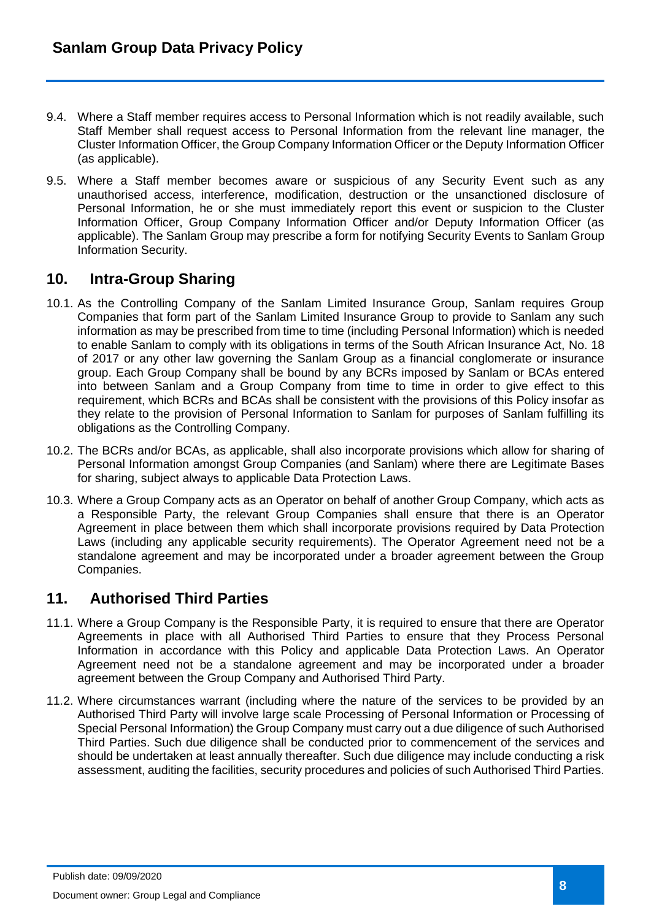9.4. Where a Staff member requires access to Personal Information which is not readily available, such Staff Member shall request access to Personal Information from the relevant line manager, the Cluster Information Officer, the Group Company Information Officer or the Deputy Information Officer (as applicable).

9.5. Where a Staff member becomes aware or suspicious of any Security Event such as any unauthorised access, interference, modification, destruction or the unsanctioned disclosure of Personal Information, he or she must immediately report this event or suspicion to the Cluster Information Officer, Group Company Information Officer and/or Deputy Information Officer (as applicable). The Sanlam Group may prescribe a form for notifying Security Events to Sanlam Group Information Security.

## 10. Intra-Group Sharing

10.1. As the Controlling Company of the Sanlam Limited Insurance Group, Sanlam requires Group Companies that form part of the Sanlam Limited Insurance Group to provide to Sanlam any such information as may be prescribed from time to time (including Personal Information) which is needed to enable Sanlam to comply with its obligations in terms of the South African Insurance Act, No. 18 of 2017 or any other law governing the Sanlam Group as a financial conglomerate or insurance group. Each Group Company shall be bound by any BCRs imposed by Sanlam or BCAs entered into between Sanlam and a Group Company from time to time in order to give effect to this requirement, which BCRs and BCAs shall be consistent with the provisions of this Policy insofar as they relate to the provision of Personal Information to Sanlam for purposes of Sanlam fulfilling its obligations as the Controlling Company.

10.2. The BCRs and/or BCAs, as applicable, shall also incorporate provisions which allow for sharing of Personal Information amongst Group Companies (and Sanlam) where there are Legitimate Bases for sharing, subject always to applicable Data Protection Laws.

10.3. Where a Group Company acts as an Operator on behalf of another Group Company, which acts as a Responsible Party, the relevant Group Companies shall ensure that there is an Operator Agreement in place between them which shall incorporate provisions required by Data Protection Laws (including any applicable security requirements). The Operator Agreement need not be a standalone agreement and may be incorporated under a broader agreement between the Group Companies.

## 11. Authorised Third Parties

11.1. Where a Group Company is the Responsible Party, it is required to ensure that there are Operator Agreements in place with all Authorised Third Parties to ensure that they Process Personal Information in accordance with this Policy and applicable Data Protection Laws. An Operator Agreement need not be a standalone agreement and may be incorporated under a broader agreement between the Group Company and Authorised Third Party.

11.2. Where circumstances warrant (including where the nature of the services to be provided by an Authorised Third Party will involve large scale Processing of Personal Information or Processing of Special Personal Information) the Group Company must carry out a due diligence of such Authorised Third Parties. Such due diligence shall be conducted prior to commencement of the services and should be undertaken at least annually thereafter. Such due diligence may include conducting a risk assessment, auditing the facilities, security procedures and policies of such Authorised Third Parties.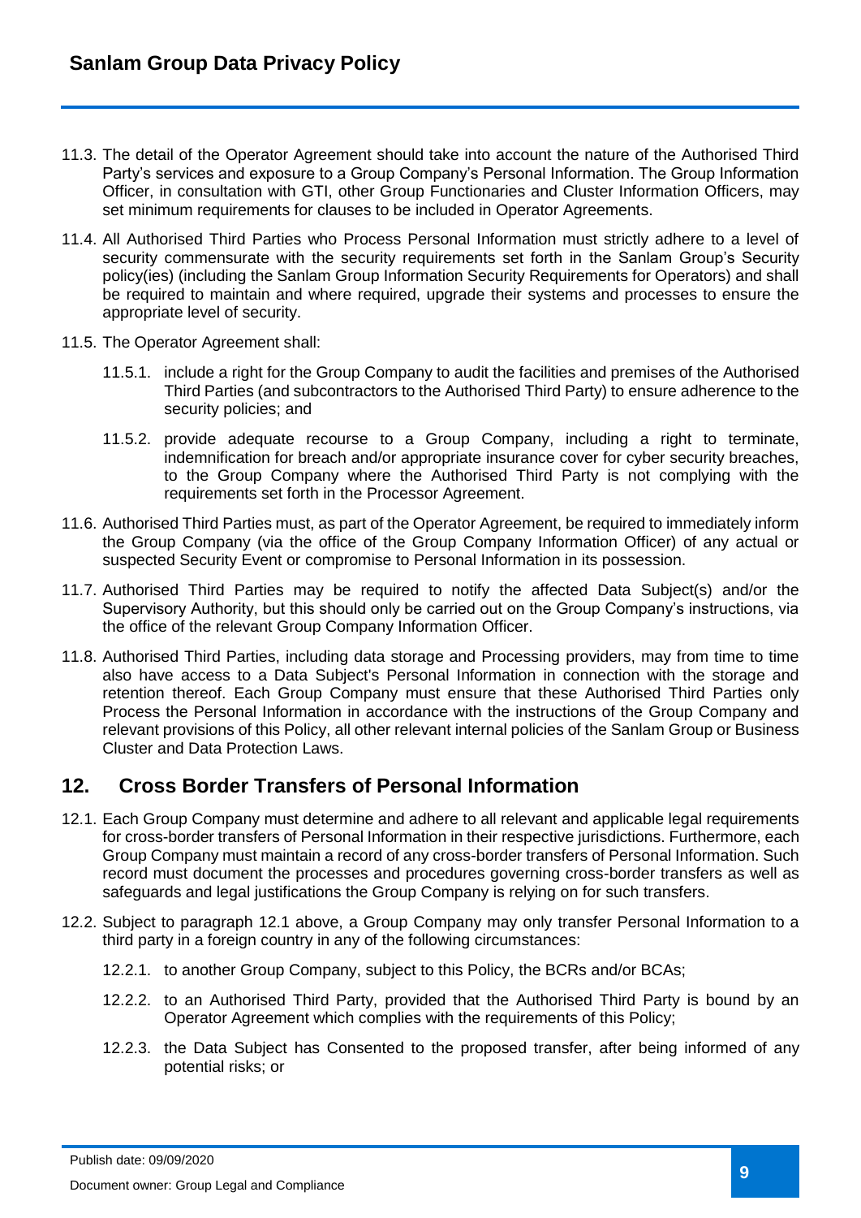11.3. The detail of the Operator Agreement should take into account the nature of the Authorised Third Party's services and exposure to a Group Company's Personal Information. The Group Information Officer, in consultation with GTI, other Group Functionaries and Cluster Information Officers, may set minimum requirements for clauses to be included in Operator Agreements.

11.4. All Authorised Third Parties who Process Personal Information must strictly adhere to a level of security commensurate with the security requirements set forth in the Sanlam Group's Security policy(ies) (including the Sanlam Group Information Security Requirements for Operators) and shall be required to maintain and where required, upgrade their systems and processes to ensure the appropriate level of security.

11.5. The Operator Agreement shall:

11.5.1. include a right for the Group Company to audit the facilities and premises of the Authorised Third Parties (and subcontractors to the Authorised Third Party) to ensure adherence to the security policies; and

11.5.2. provide adequate recourse to a Group Company, including a right to terminate, indemnification for breach and/or appropriate insurance cover for cyber security breaches, to the Group Company where the Authorised Third Party is not complying with the requirements set forth in the Processor Agreement.

11.6. Authorised Third Parties must, as part of the Operator Agreement, be required to immediately inform the Group Company (via the office of the Group Company Information Officer) of any actual or suspected Security Event or compromise to Personal Information in its possession.

11.7. Authorised Third Parties may be required to notify the affected Data Subject(s) and/or the Supervisory Authority, but this should only be carried out on the Group Company's instructions, via the office of the relevant Group Company Information Officer.

11.8. Authorised Third Parties, including data storage and Processing providers, may from time to time also have access to a Data Subject's Personal Information in connection with the storage and retention thereof. Each Group Company must ensure that these Authorised Third Parties only Process the Personal Information in accordance with the instructions of the Group Company and relevant provisions of this Policy, all other relevant internal policies of the Sanlam Group or Business Cluster and Data Protection Laws.

## 12. Cross Border Transfers of Personal Information

12.1. Each Group Company must determine and adhere to all relevant and applicable legal requirements for cross-border transfers of Personal Information in their respective jurisdictions. Furthermore, each Group Company must maintain a record of any cross-border transfers of Personal Information. Such record must document the processes and procedures governing cross-border transfers as well as safeguards and legal justifications the Group Company is relying on for such transfers.

12.2. Subject to paragraph 12.1 above, a Group Company may only transfer Personal Information to a third party in a foreign country in any of the following circumstances:

12.2.1. to another Group Company, subject to this Policy, the BCRs and/or BCAs;

12.2.2. to an Authorised Third Party, provided that the Authorised Third Party is bound by an Operator Agreement which complies with the requirements of this Policy;

12.2.3. the Data Subject has Consented to the proposed transfer, after being informed of any potential risks; or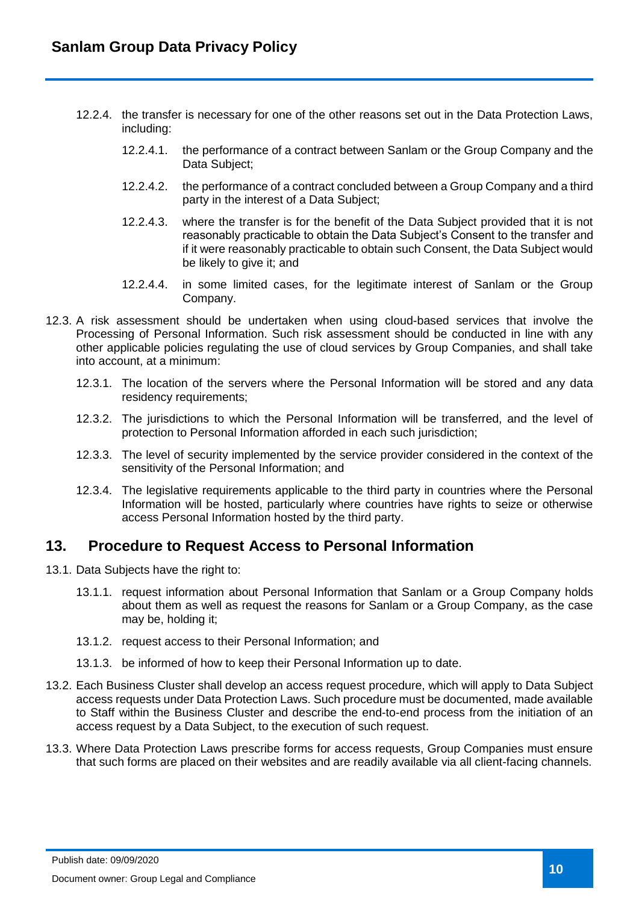12.2.4. the transfer is necessary for one of the other reasons set out in the Data Protection Laws, including:

12.2.4.1. the performance of a contract between Sanlam or the Group Company and the Data Subject;

12.2.4.2. the performance of a contract concluded between a Group Company and a third party in the interest of a Data Subject;

12.2.4.3. where the transfer is for the benefit of the Data Subject provided that it is not reasonably practicable to obtain the Data Subject's Consent to the transfer and if it were reasonably practicable to obtain such Consent, the Data Subject would be likely to give it; and

12.2.4.4. in some limited cases, for the legitimate interest of Sanlam or the Group Company.

12.3. A risk assessment should be undertaken when using cloud-based services that involve the Processing of Personal Information. Such risk assessment should be conducted in line with any other applicable policies regulating the use of cloud services by Group Companies, and shall take into account, at a minimum:

12.3.1. The location of the servers where the Personal Information will be stored and any data residency requirements;

12.3.2. The jurisdictions to which the Personal Information will be transferred, and the level of protection to Personal Information afforded in each such jurisdiction;

12.3.3. The level of security implemented by the service provider considered in the context of the sensitivity of the Personal Information; and

12.3.4. The legislative requirements applicable to the third party in countries where the Personal Information will be hosted, particularly where countries have rights to seize or otherwise access Personal Information hosted by the third party.

## 13. Procedure to Request Access to Personal Information

13.1. Data Subjects have the right to:

13.1.1. request information about Personal Information that Sanlam or a Group Company holds about them as well as request the reasons for Sanlam or a Group Company, as the case may be, holding it;

13.1.2. request access to their Personal Information; and

13.1.3. be informed of how to keep their Personal Information up to date.

13.2. Each Business Cluster shall develop an access request procedure, which will apply to Data Subject access requests under Data Protection Laws. Such procedure must be documented, made available to Staff within the Business Cluster and describe the end-to-end process from the initiation of an access request by a Data Subject, to the execution of such request.

13.3. Where Data Protection Laws prescribe forms for access requests, Group Companies must ensure that such forms are placed on their websites and are readily available via all client-facing channels.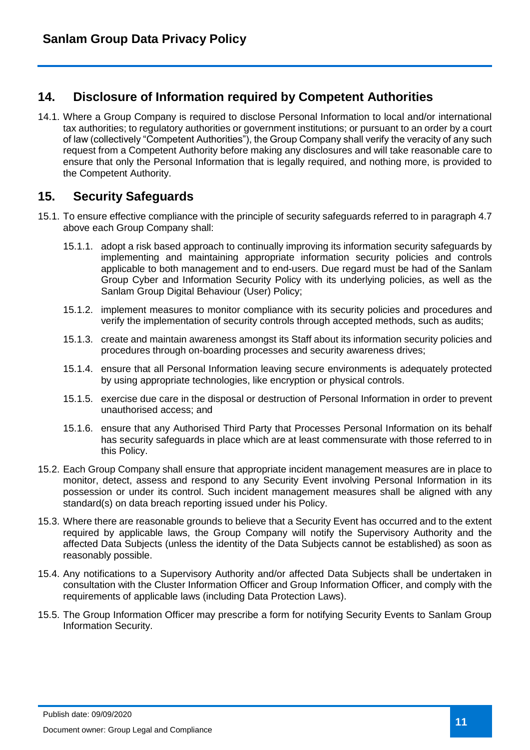## 14. Disclosure of Information required by Competent Authorities

14.1. Where a Group Company is required to disclose Personal Information to local and/or international tax authorities; to regulatory authorities or government institutions; or pursuant to an order by a court of law (collectively "Competent Authorities"), the Group Company shall verify the veracity of any such request from a Competent Authority before making any disclosures and will take reasonable care to ensure that only the Personal Information that is legally required, and nothing more, is provided to the Competent Authority.

## 15. Security Safeguards

15.1. To ensure effective compliance with the principle of security safeguards referred to in paragraph 4.7 above each Group Company shall:

15.1.1. adopt a risk based approach to continually improving its information security safeguards by implementing and maintaining appropriate information security policies and controls applicable to both management and to end-users. Due regard must be had of the Sanlam Group Cyber and Information Security Policy with its underlying policies, as well as the Sanlam Group Digital Behaviour (User) Policy;

15.1.2. implement measures to monitor compliance with its security policies and procedures and verify the implementation of security controls through accepted methods, such as audits;

15.1.3. create and maintain awareness amongst its Staff about its information security policies and procedures through on-boarding processes and security awareness drives;

15.1.4. ensure that all Personal Information leaving secure environments is adequately protected by using appropriate technologies, like encryption or physical controls.

15.1.5. exercise due care in the disposal or destruction of Personal Information in order to prevent unauthorised access; and

15.1.6. ensure that any Authorised Third Party that Processes Personal Information on its behalf has security safeguards in place which are at least commensurate with those referred to in this Policy.

15.2. Each Group Company shall ensure that appropriate incident management measures are in place to monitor, detect, assess and respond to any Security Event involving Personal Information in its possession or under its control. Such incident management measures shall be aligned with any standard(s) on data breach reporting issued under his Policy.

15.3. Where there are reasonable grounds to believe that a Security Event has occurred and to the extent required by applicable laws, the Group Company will notify the Supervisory Authority and the affected Data Subjects (unless the identity of the Data Subjects cannot be established) as soon as reasonably possible.

15.4. Any notifications to a Supervisory Authority and/or affected Data Subjects shall be undertaken in consultation with the Cluster Information Officer and Group Information Officer, and comply with the requirements of applicable laws (including Data Protection Laws).

15.5. The Group Information Officer may prescribe a form for notifying Security Events to Sanlam Group Information Security.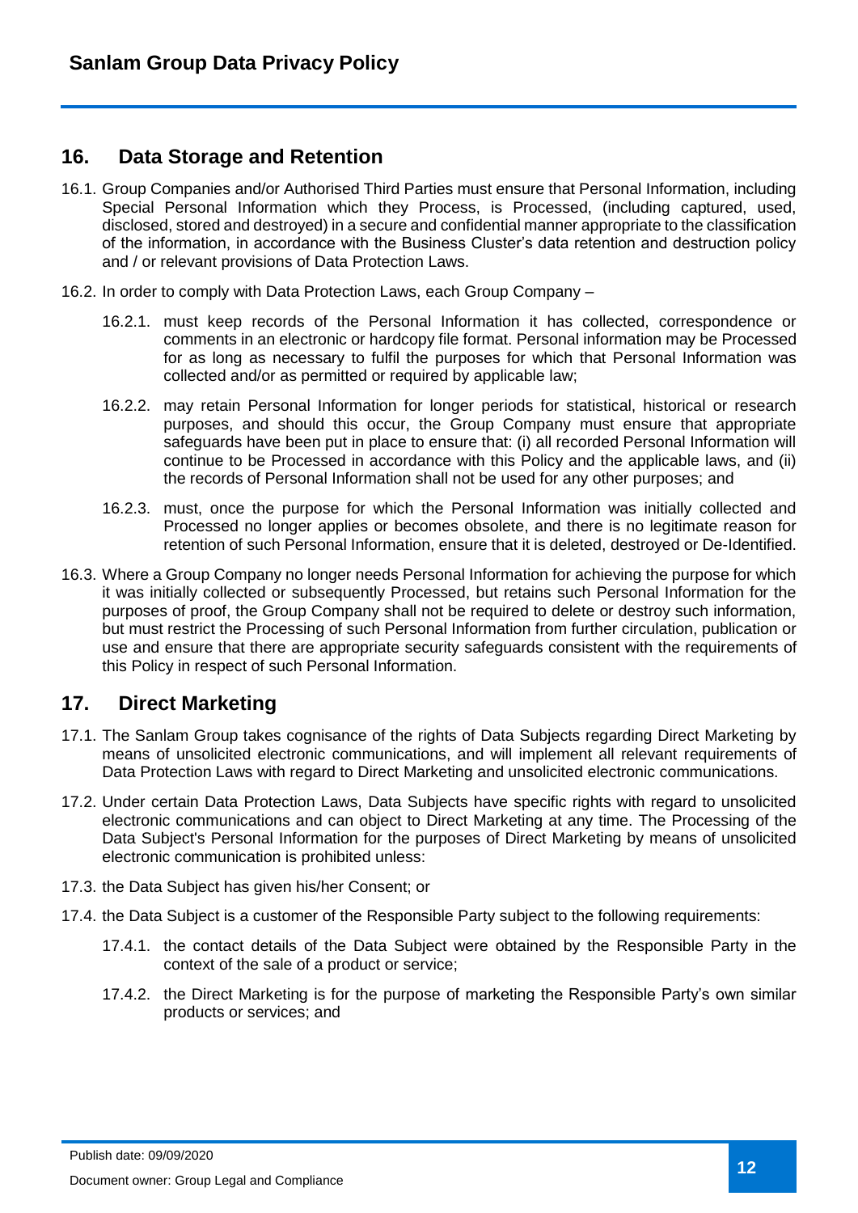## 16. Data Storage and Retention

16.1. Group Companies and/or Authorised Third Parties must ensure that Personal Information, including Special Personal Information which they Process, is Processed, (including captured, used, disclosed, stored and destroyed) in a secure and confidential manner appropriate to the classification of the information, in accordance with the Business Cluster's data retention and destruction policy and / or relevant provisions of Data Protection Laws.

16.2. In order to comply with Data Protection Laws, each Group Company –

16.2.1. must keep records of the Personal Information it has collected, correspondence or comments in an electronic or hardcopy file format. Personal information may be Processed for as long as necessary to fulfil the purposes for which that Personal Information was collected and/or as permitted or required by applicable law;

16.2.2. may retain Personal Information for longer periods for statistical, historical or research purposes, and should this occur, the Group Company must ensure that appropriate safeguards have been put in place to ensure that: (i) all recorded Personal Information will continue to be Processed in accordance with this Policy and the applicable laws, and (ii) the records of Personal Information shall not be used for any other purposes; and

16.2.3. must, once the purpose for which the Personal Information was initially collected and Processed no longer applies or becomes obsolete, and there is no legitimate reason for retention of such Personal Information, ensure that it is deleted, destroyed or De-Identified.

16.3. Where a Group Company no longer needs Personal Information for achieving the purpose for which it was initially collected or subsequently Processed, but retains such Personal Information for the purposes of proof, the Group Company shall not be required to delete or destroy such information, but must restrict the Processing of such Personal Information from further circulation, publication or use and ensure that there are appropriate security safeguards consistent with the requirements of this Policy in respect of such Personal Information.

## 17. Direct Marketing

17.1. The Sanlam Group takes cognisance of the rights of Data Subjects regarding Direct Marketing by means of unsolicited electronic communications, and will implement all relevant requirements of Data Protection Laws with regard to Direct Marketing and unsolicited electronic communications.

17.2. Under certain Data Protection Laws, Data Subjects have specific rights with regard to unsolicited electronic communications and can object to Direct Marketing at any time. The Processing of the Data Subject's Personal Information for the purposes of Direct Marketing by means of unsolicited electronic communication is prohibited unless:

17.3. the Data Subject has given his/her Consent; or

17.4. the Data Subject is a customer of the Responsible Party subject to the following requirements:

17.4.1. the contact details of the Data Subject were obtained by the Responsible Party in the context of the sale of a product or service;

17.4.2. the Direct Marketing is for the purpose of marketing the Responsible Party's own similar products or services; and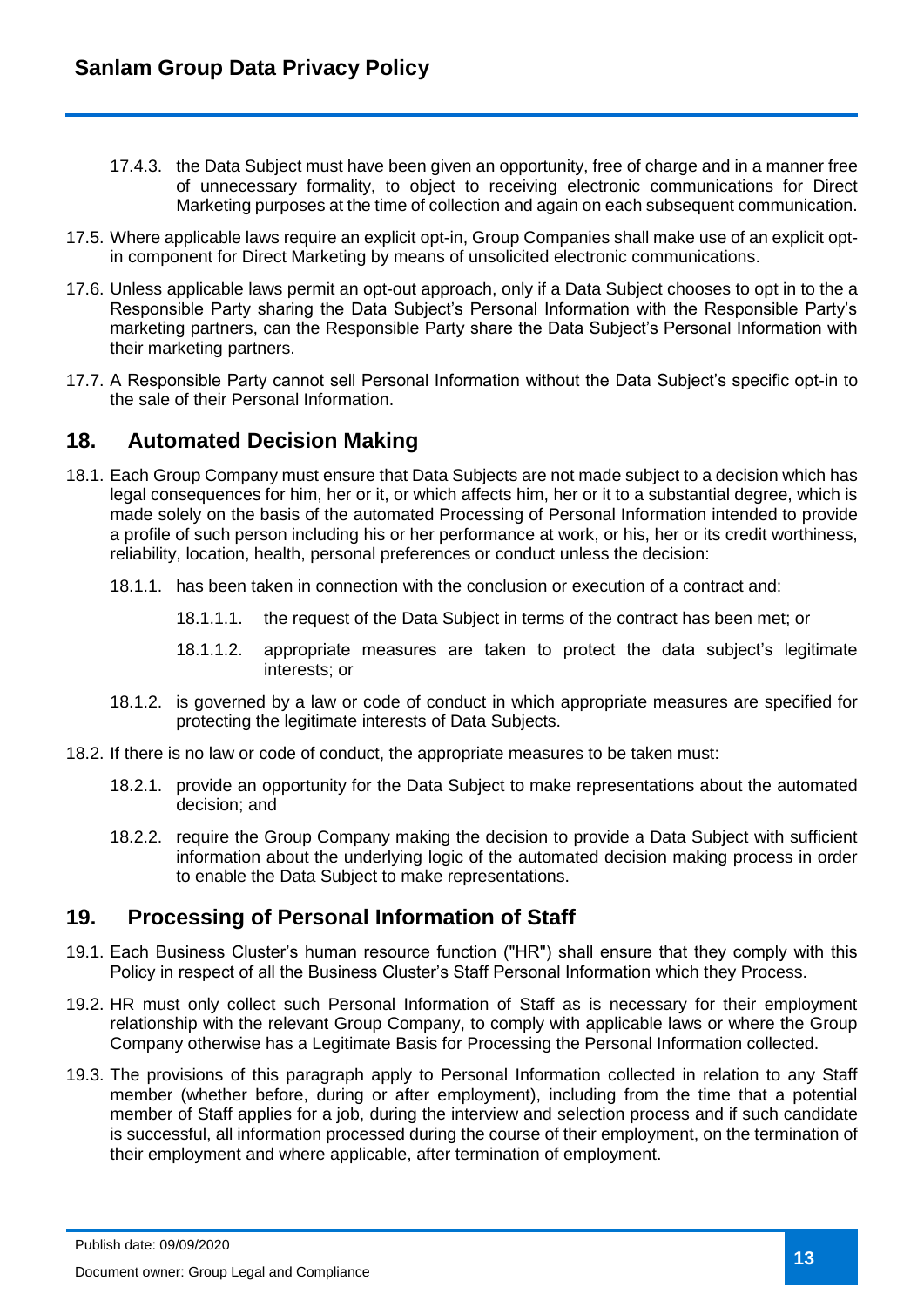17.4.3. the Data Subject must have been given an opportunity, free of charge and in a manner free of unnecessary formality, to object to receiving electronic communications for Direct Marketing purposes at the time of collection and again on each subsequent communication.

17.5. Where applicable laws require an explicit opt-in, Group Companies shall make use of an explicit opt-in component for Direct Marketing by means of unsolicited electronic communications.

17.6. Unless applicable laws permit an opt-out approach, only if a Data Subject chooses to opt in to the a Responsible Party sharing the Data Subject's Personal Information with the Responsible Party's marketing partners, can the Responsible Party share the Data Subject's Personal Information with their marketing partners.

17.7. A Responsible Party cannot sell Personal Information without the Data Subject's specific opt-in to the sale of their Personal Information.

## 18. Automated Decision Making

18.1. Each Group Company must ensure that Data Subjects are not made subject to a decision which has legal consequences for him, her or it, or which affects him, her or it to a substantial degree, which is made solely on the basis of the automated Processing of Personal Information intended to provide a profile of such person including his or her performance at work, or his, her or its credit worthiness, reliability, location, health, personal preferences or conduct unless the decision:

18.1.1. has been taken in connection with the conclusion or execution of a contract and:

18.1.1.1. the request of the Data Subject in terms of the contract has been met; or

18.1.1.2. appropriate measures are taken to protect the data subject's legitimate interests; or

18.1.2. is governed by a law or code of conduct in which appropriate measures are specified for protecting the legitimate interests of Data Subjects.

18.2. If there is no law or code of conduct, the appropriate measures to be taken must:

18.2.1. provide an opportunity for the Data Subject to make representations about the automated decision; and

18.2.2. require the Group Company making the decision to provide a Data Subject with sufficient information about the underlying logic of the automated decision making process in order to enable the Data Subject to make representations.

## 19. Processing of Personal Information of Staff

19.1. Each Business Cluster's human resource function ("HR") shall ensure that they comply with this Policy in respect of all the Business Cluster's Staff Personal Information which they Process.

19.2. HR must only collect such Personal Information of Staff as is necessary for their employment relationship with the relevant Group Company, to comply with applicable laws or where the Group Company otherwise has a Legitimate Basis for Processing the Personal Information collected.

19.3. The provisions of this paragraph apply to Personal Information collected in relation to any Staff member (whether before, during or after employment), including from the time that a potential member of Staff applies for a job, during the interview and selection process and if such candidate is successful, all information processed during the course of their employment, on the termination of their employment and where applicable, after termination of employment.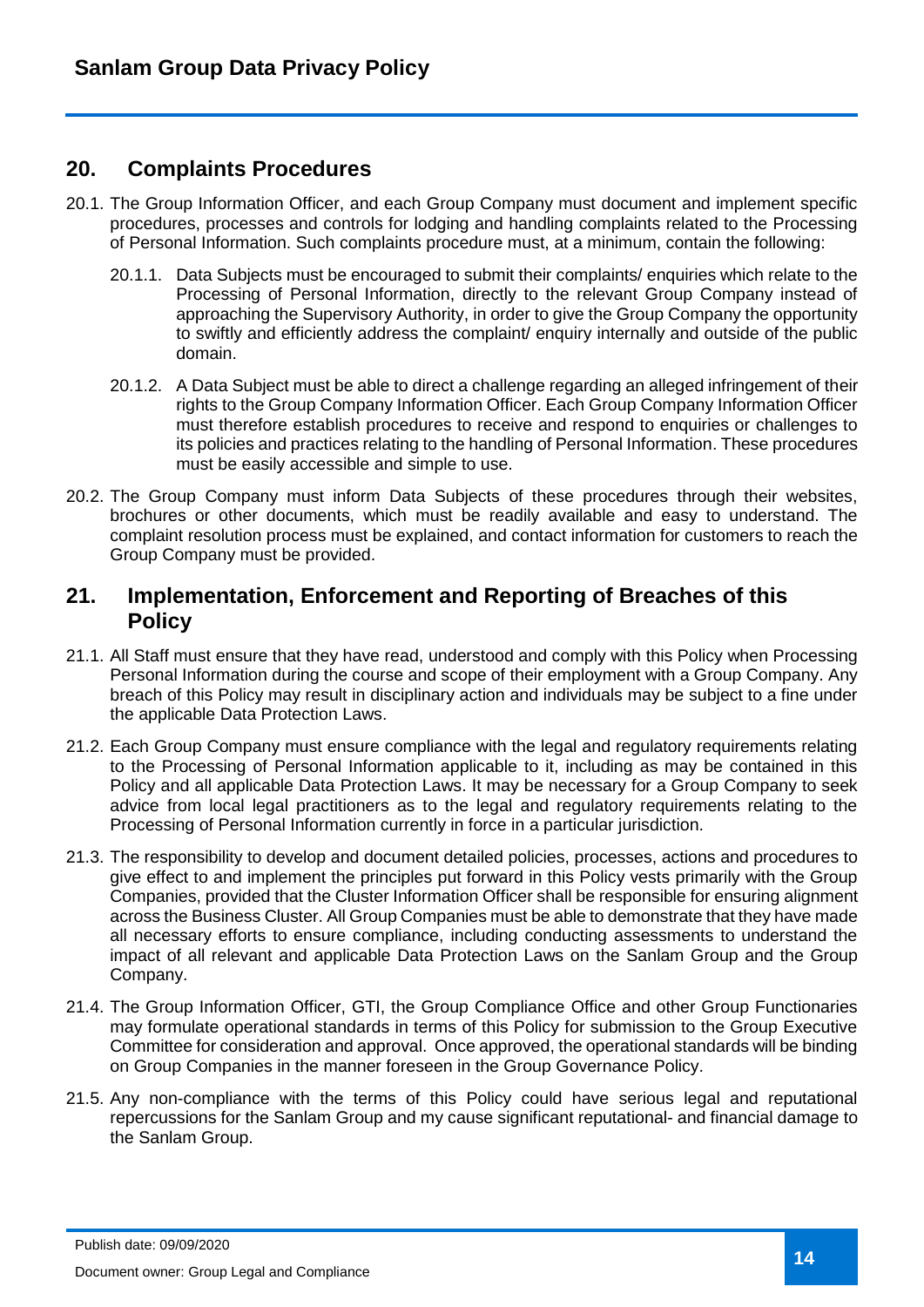## 20. Complaints Procedures

20.1. The Group Information Officer, and each Group Company must document and implement specific procedures, processes and controls for lodging and handling complaints related to the Processing of Personal Information. Such complaints procedure must, at a minimum, contain the following:

20.1.1. Data Subjects must be encouraged to submit their complaints/ enquiries which relate to the Processing of Personal Information, directly to the relevant Group Company instead of approaching the Supervisory Authority, in order to give the Group Company the opportunity to swiftly and efficiently address the complaint/ enquiry internally and outside of the public domain.

20.1.2. A Data Subject must be able to direct a challenge regarding an alleged infringement of their rights to the Group Company Information Officer. Each Group Company Information Officer must therefore establish procedures to receive and respond to enquiries or challenges to its policies and practices relating to the handling of Personal Information. These procedures must be easily accessible and simple to use.

20.2. The Group Company must inform Data Subjects of these procedures through their websites, brochures or other documents, which must be readily available and easy to understand. The complaint resolution process must be explained, and contact information for customers to reach the Group Company must be provided.

## 21. Implementation, Enforcement and Reporting of Breaches of this Policy

21.1. All Staff must ensure that they have read, understood and comply with this Policy when Processing Personal Information during the course and scope of their employment with a Group Company. Any breach of this Policy may result in disciplinary action and individuals may be subject to a fine under the applicable Data Protection Laws.

21.2. Each Group Company must ensure compliance with the legal and regulatory requirements relating to the Processing of Personal Information applicable to it, including as may be contained in this Policy and all applicable Data Protection Laws. It may be necessary for a Group Company to seek advice from local legal practitioners as to the legal and regulatory requirements relating to the Processing of Personal Information currently in force in a particular jurisdiction.

21.3. The responsibility to develop and document detailed policies, processes, actions and procedures to give effect to and implement the principles put forward in this Policy vests primarily with the Group Companies, provided that the Cluster Information Officer shall be responsible for ensuring alignment across the Business Cluster. All Group Companies must be able to demonstrate that they have made all necessary efforts to ensure compliance, including conducting assessments to understand the impact of all relevant and applicable Data Protection Laws on the Sanlam Group and the Group Company.

21.4. The Group Information Officer, GTI, the Group Compliance Office and other Group Functionaries may formulate operational standards in terms of this Policy for submission to the Group Executive Committee for consideration and approval. Once approved, the operational standards will be binding on Group Companies in the manner foreseen in the Group Governance Policy.

21.5. Any non-compliance with the terms of this Policy could have serious legal and reputational repercussions for the Sanlam Group and my cause significant reputational- and financial damage to the Sanlam Group.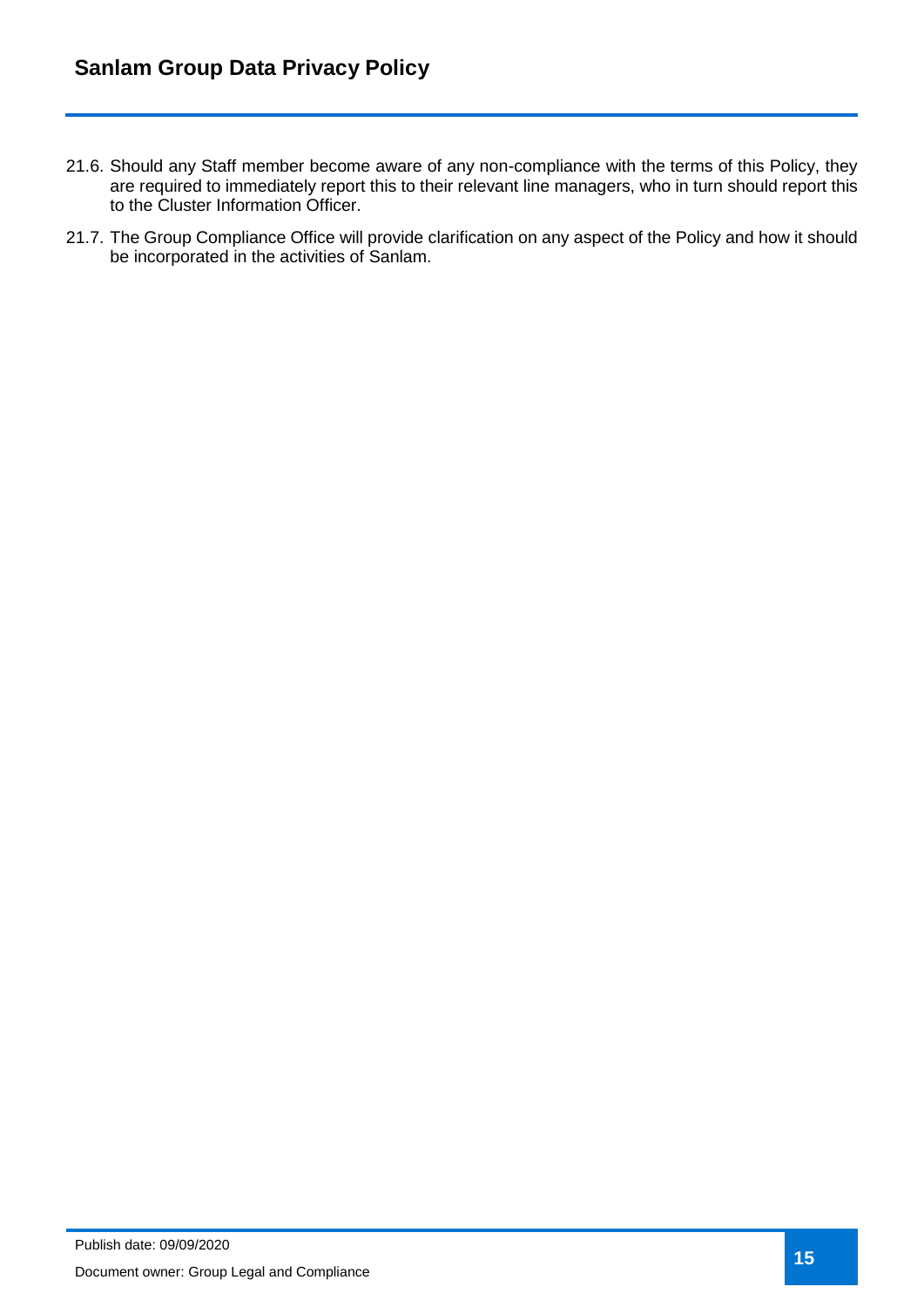21.6. Should any Staff member become aware of any non-compliance with the terms of this Policy, they are required to immediately report this to their relevant line managers, who in turn should report this to the Cluster Information Officer.

21.7. The Group Compliance Office will provide clarification on any aspect of the Policy and how it should be incorporated in the activities of Sanlam.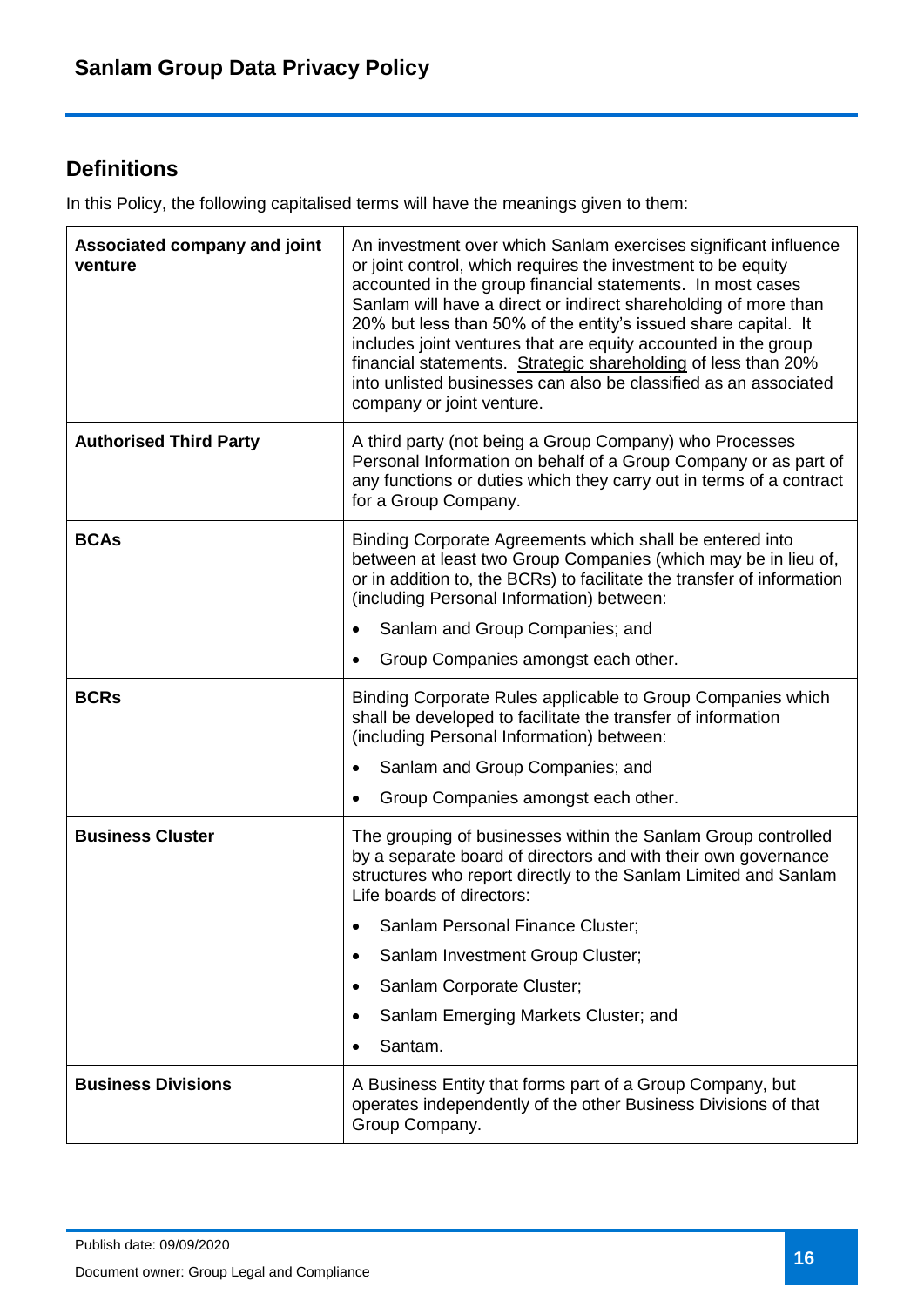## Definitions

In this Policy, the following capitalised terms will have the meanings given to them:

| Term | Definition |
|---|---|
| **Associated company and joint venture** | An investment over which Sanlam exercises significant influence or joint control, which requires the investment to be equity accounted in the group financial statements. In most cases Sanlam will have a direct or indirect shareholding of more than 20% but less than 50% of the entity's issued share capital. It includes joint ventures that are equity accounted in the group financial statements. Strategic shareholding of less than 20% into unlisted businesses can also be classified as an associated company or joint venture. |
| **Authorised Third Party** | A third party (not being a Group Company) who Processes Personal Information on behalf of a Group Company or as part of any functions or duties which they carry out in terms of a contract for a Group Company. |
| **BCAs** | Binding Corporate Agreements which shall be entered into between at least two Group Companies (which may be in lieu of, or in addition to, the BCRs) to facilitate the transfer of information (including Personal Information) between:<br>• Sanlam and Group Companies; and<br>• Group Companies amongst each other. |
| **BCRs** | Binding Corporate Rules applicable to Group Companies which shall be developed to facilitate the transfer of information (including Personal Information) between:<br>• Sanlam and Group Companies; and<br>• Group Companies amongst each other. |
| **Business Cluster** | The grouping of businesses within the Sanlam Group controlled by a separate board of directors and with their own governance structures who report directly to the Sanlam Limited and Sanlam Life boards of directors:<br>• Sanlam Personal Finance Cluster;<br>• Sanlam Investment Group Cluster;<br>• Sanlam Corporate Cluster;<br>• Sanlam Emerging Markets Cluster; and<br>• Santam. |
| **Business Divisions** | A Business Entity that forms part of a Group Company, but operates independently of the other Business Divisions of that Group Company. |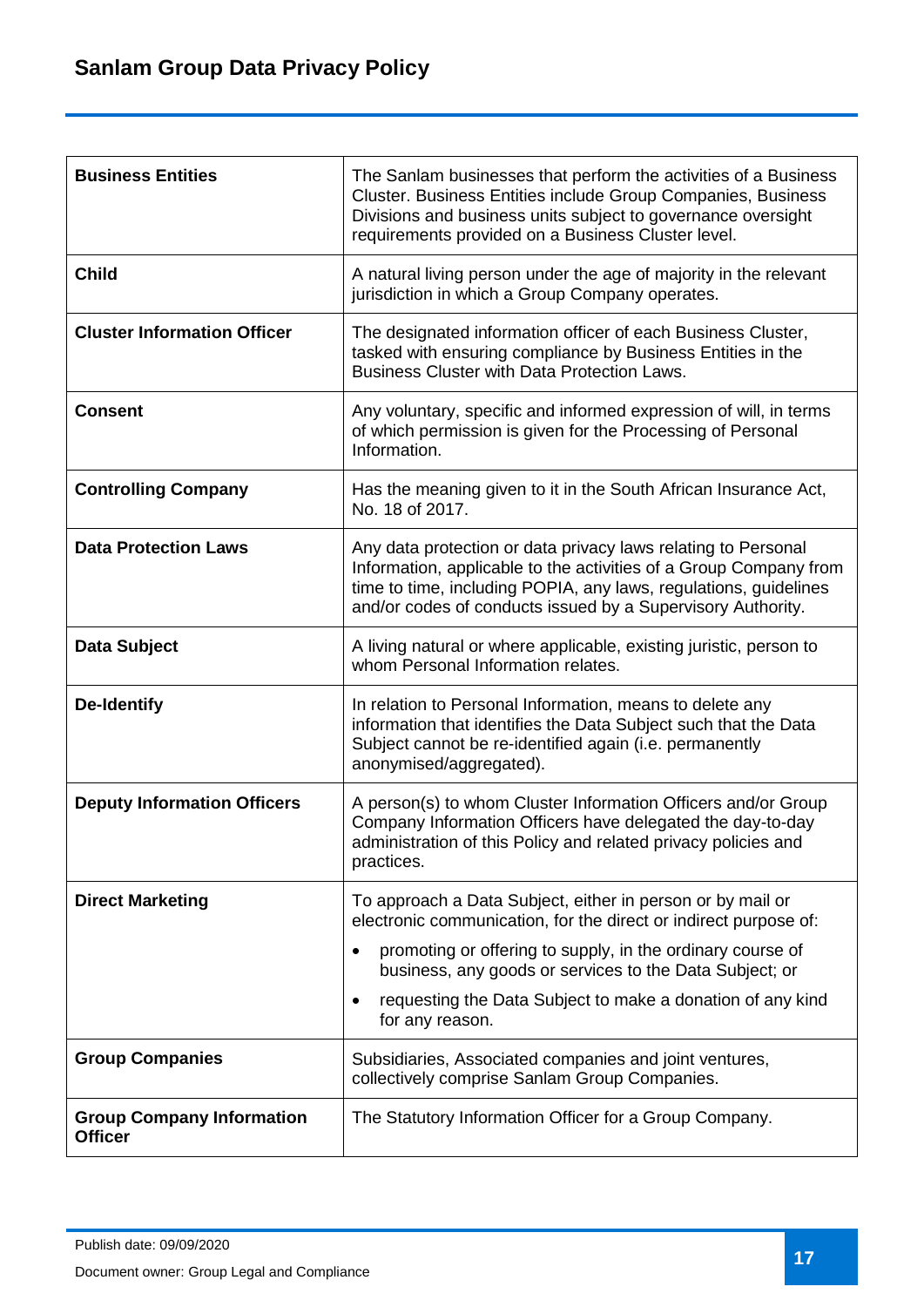| | |
|---|---|
| **Business Entities** | The Sanlam businesses that perform the activities of a Business Cluster. Business Entities include Group Companies, Business Divisions and business units subject to governance oversight requirements provided on a Business Cluster level. |
| **Child** | A natural living person under the age of majority in the relevant jurisdiction in which a Group Company operates. |
| **Cluster Information Officer** | The designated information officer of each Business Cluster, tasked with ensuring compliance by Business Entities in the Business Cluster with Data Protection Laws. |
| **Consent** | Any voluntary, specific and informed expression of will, in terms of which permission is given for the Processing of Personal Information. |
| **Controlling Company** | Has the meaning given to it in the South African Insurance Act, No. 18 of 2017. |
| **Data Protection Laws** | Any data protection or data privacy laws relating to Personal Information, applicable to the activities of a Group Company from time to time, including POPIA, any laws, regulations, guidelines and/or codes of conducts issued by a Supervisory Authority. |
| **Data Subject** | A living natural or where applicable, existing juristic, person to whom Personal Information relates. |
| **De-Identify** | In relation to Personal Information, means to delete any information that identifies the Data Subject such that the Data Subject cannot be re-identified again (i.e. permanently anonymised/aggregated). |
| **Deputy Information Officers** | A person(s) to whom Cluster Information Officers and/or Group Company Information Officers have delegated the day-to-day administration of this Policy and related privacy policies and practices. |
| **Direct Marketing** | To approach a Data Subject, either in person or by mail or electronic communication, for the direct or indirect purpose of:<br>• promoting or offering to supply, in the ordinary course of business, any goods or services to the Data Subject; or<br>• requesting the Data Subject to make a donation of any kind for any reason. |
| **Group Companies** | Subsidiaries, Associated companies and joint ventures, collectively comprise Sanlam Group Companies. |
| **Group Company Information Officer** | The Statutory Information Officer for a Group Company. |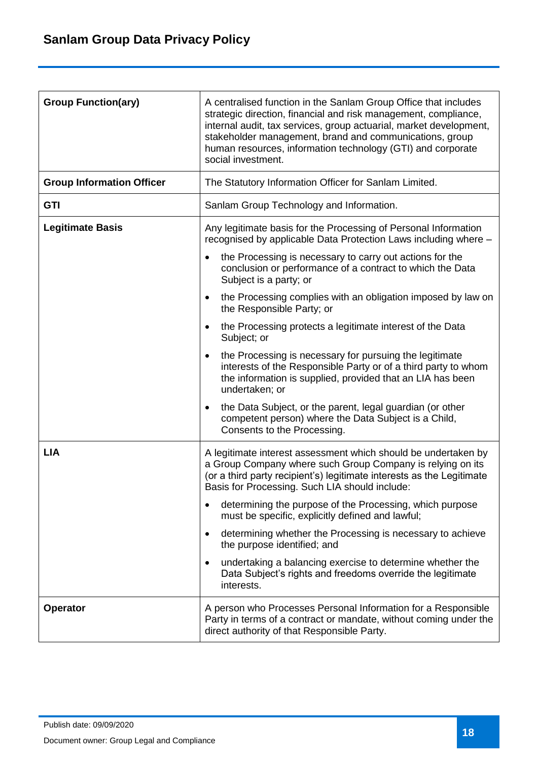| | |
|---|---|
| **Group Function(ary)** | A centralised function in the Sanlam Group Office that includes strategic direction, financial and risk management, compliance, internal audit, tax services, group actuarial, market development, stakeholder management, brand and communications, group human resources, information technology (GTI) and corporate social investment. |
| **Group Information Officer** | The Statutory Information Officer for Sanlam Limited. |
| **GTI** | Sanlam Group Technology and Information. |
| **Legitimate Basis** | Any legitimate basis for the Processing of Personal Information recognised by applicable Data Protection Laws including where – <br>• the Processing is necessary to carry out actions for the conclusion or performance of a contract to which the Data Subject is a party; or <br>• the Processing complies with an obligation imposed by law on the Responsible Party; or <br>• the Processing protects a legitimate interest of the Data Subject; or <br>• the Processing is necessary for pursuing the legitimate interests of the Responsible Party or of a third party to whom the information is supplied, provided that an LIA has been undertaken; or <br>• the Data Subject, or the parent, legal guardian (or other competent person) where the Data Subject is a Child, Consents to the Processing. |
| **LIA** | A legitimate interest assessment which should be undertaken by a Group Company where such Group Company is relying on its (or a third party recipient's) legitimate interests as the Legitimate Basis for Processing. Such LIA should include: <br>• determining the purpose of the Processing, which purpose must be specific, explicitly defined and lawful; <br>• determining whether the Processing is necessary to achieve the purpose identified; and <br>• undertaking a balancing exercise to determine whether the Data Subject's rights and freedoms override the legitimate interests. |
| **Operator** | A person who Processes Personal Information for a Responsible Party in terms of a contract or mandate, without coming under the direct authority of that Responsible Party. |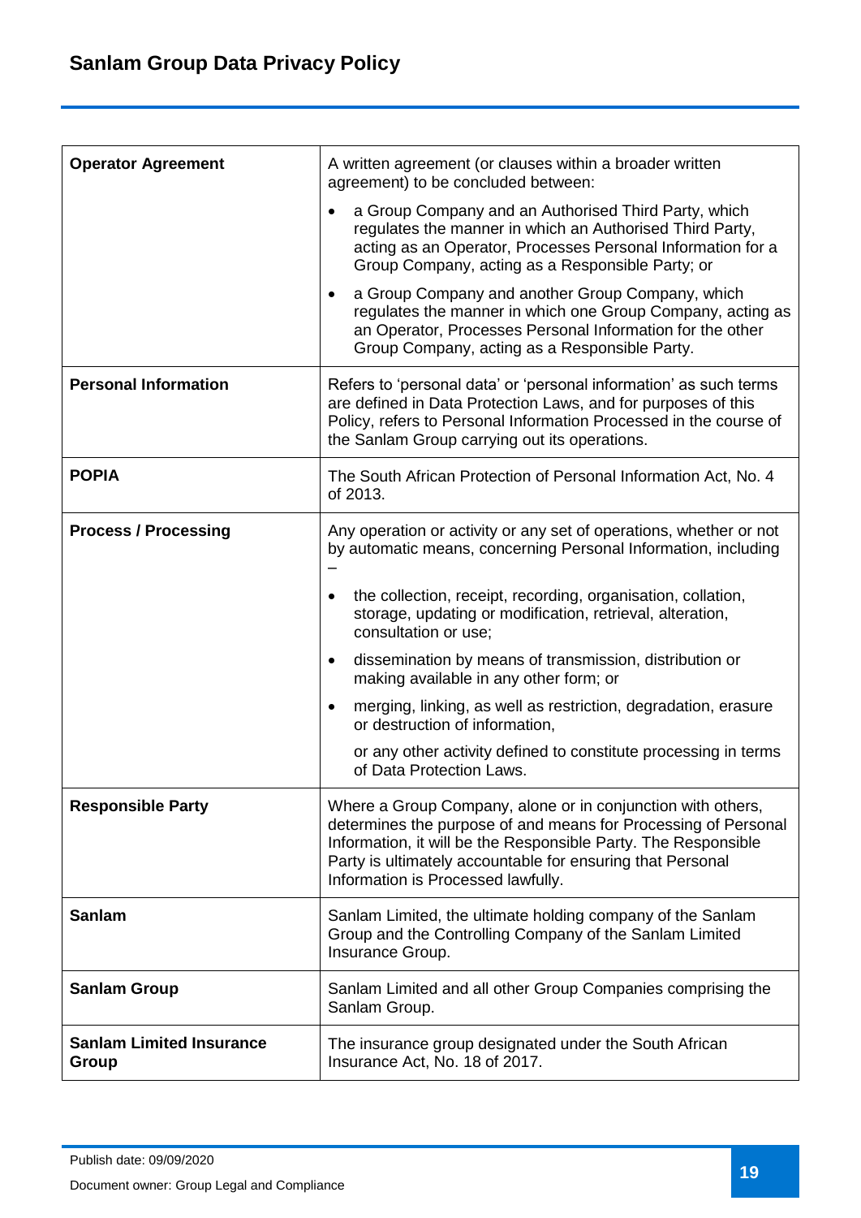| | |
|---|---|
| **Operator Agreement** | A written agreement (or clauses within a broader written agreement) to be concluded between:<br>• a Group Company and an Authorised Third Party, which regulates the manner in which an Authorised Third Party, acting as an Operator, Processes Personal Information for a Group Company, acting as a Responsible Party; or<br>• a Group Company and another Group Company, which regulates the manner in which one Group Company, acting as an Operator, Processes Personal Information for the other Group Company, acting as a Responsible Party. |
| **Personal Information** | Refers to 'personal data' or 'personal information' as such terms are defined in Data Protection Laws, and for purposes of this Policy, refers to Personal Information Processed in the course of the Sanlam Group carrying out its operations. |
| **POPIA** | The South African Protection of Personal Information Act, No. 4 of 2013. |
| **Process / Processing** | Any operation or activity or any set of operations, whether or not by automatic means, concerning Personal Information, including –<br>• the collection, receipt, recording, organisation, collation, storage, updating or modification, retrieval, alteration, consultation or use;<br>• dissemination by means of transmission, distribution or making available in any other form; or<br>• merging, linking, as well as restriction, degradation, erasure or destruction of information,<br>or any other activity defined to constitute processing in terms of Data Protection Laws. |
| **Responsible Party** | Where a Group Company, alone or in conjunction with others, determines the purpose of and means for Processing of Personal Information, it will be the Responsible Party. The Responsible Party is ultimately accountable for ensuring that Personal Information is Processed lawfully. |
| **Sanlam** | Sanlam Limited, the ultimate holding company of the Sanlam Group and the Controlling Company of the Sanlam Limited Insurance Group. |
| **Sanlam Group** | Sanlam Limited and all other Group Companies comprising the Sanlam Group. |
| **Sanlam Limited Insurance Group** | The insurance group designated under the South African Insurance Act, No. 18 of 2017. |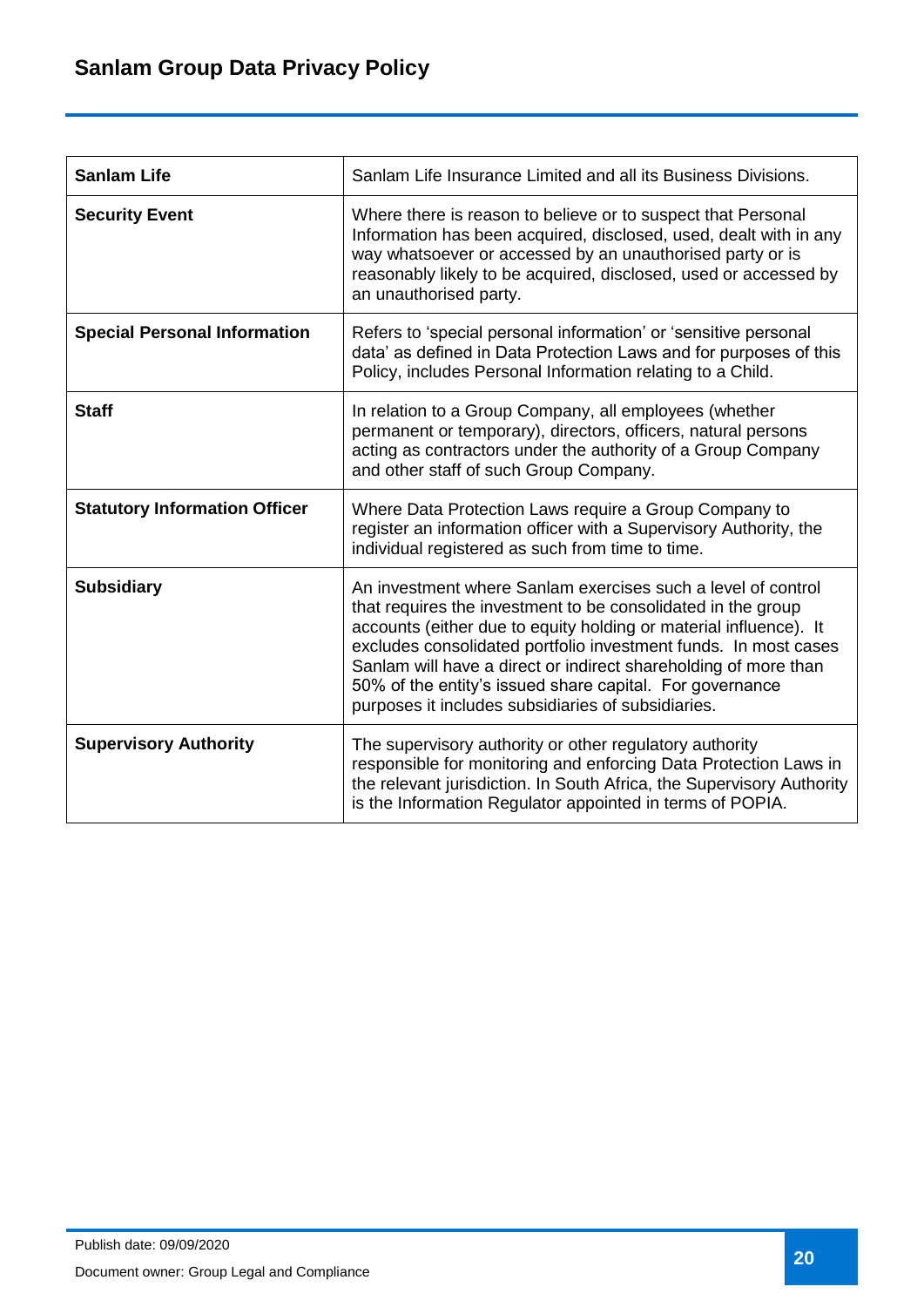| | |
|---|---|
| **Sanlam Life** | Sanlam Life Insurance Limited and all its Business Divisions. |
| **Security Event** | Where there is reason to believe or to suspect that Personal Information has been acquired, disclosed, used, dealt with in any way whatsoever or accessed by an unauthorised party or is reasonably likely to be acquired, disclosed, used or accessed by an unauthorised party. |
| **Special Personal Information** | Refers to 'special personal information' or 'sensitive personal data' as defined in Data Protection Laws and for purposes of this Policy, includes Personal Information relating to a Child. |
| **Staff** | In relation to a Group Company, all employees (whether permanent or temporary), directors, officers, natural persons acting as contractors under the authority of a Group Company and other staff of such Group Company. |
| **Statutory Information Officer** | Where Data Protection Laws require a Group Company to register an information officer with a Supervisory Authority, the individual registered as such from time to time. |
| **Subsidiary** | An investment where Sanlam exercises such a level of control that requires the investment to be consolidated in the group accounts (either due to equity holding or material influence). It excludes consolidated portfolio investment funds. In most cases Sanlam will have a direct or indirect shareholding of more than 50% of the entity's issued share capital. For governance purposes it includes subsidiaries of subsidiaries. |
| **Supervisory Authority** | The supervisory authority or other regulatory authority responsible for monitoring and enforcing Data Protection Laws in the relevant jurisdiction. In South Africa, the Supervisory Authority is the Information Regulator appointed in terms of POPIA. |